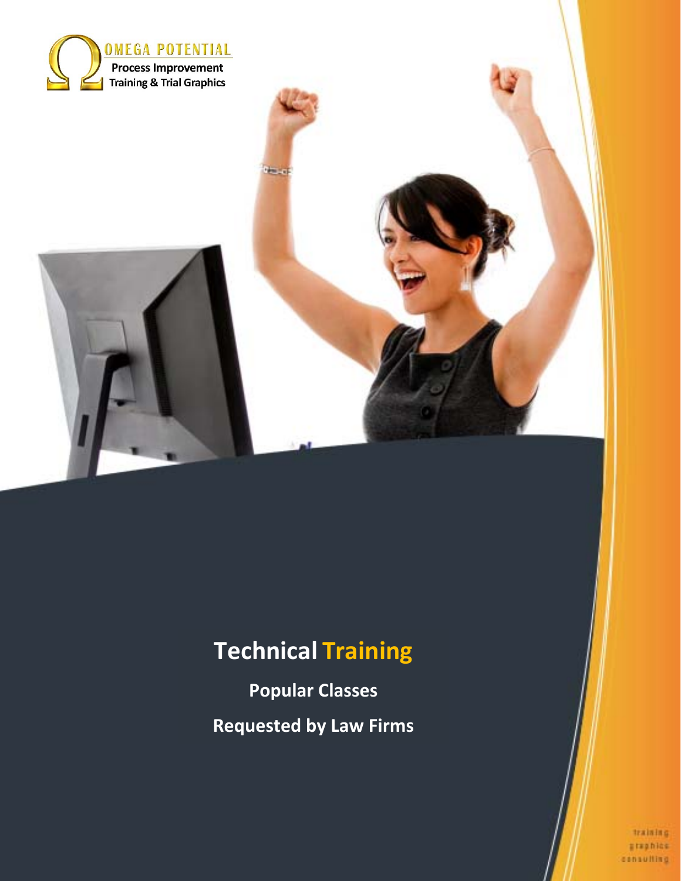OMEGA POTENTIAL

Process Improvement
Training & Trial Graphics

# Technical Training

**Popular Classes**

**Requested by Law Firms**

training
graphics
consulting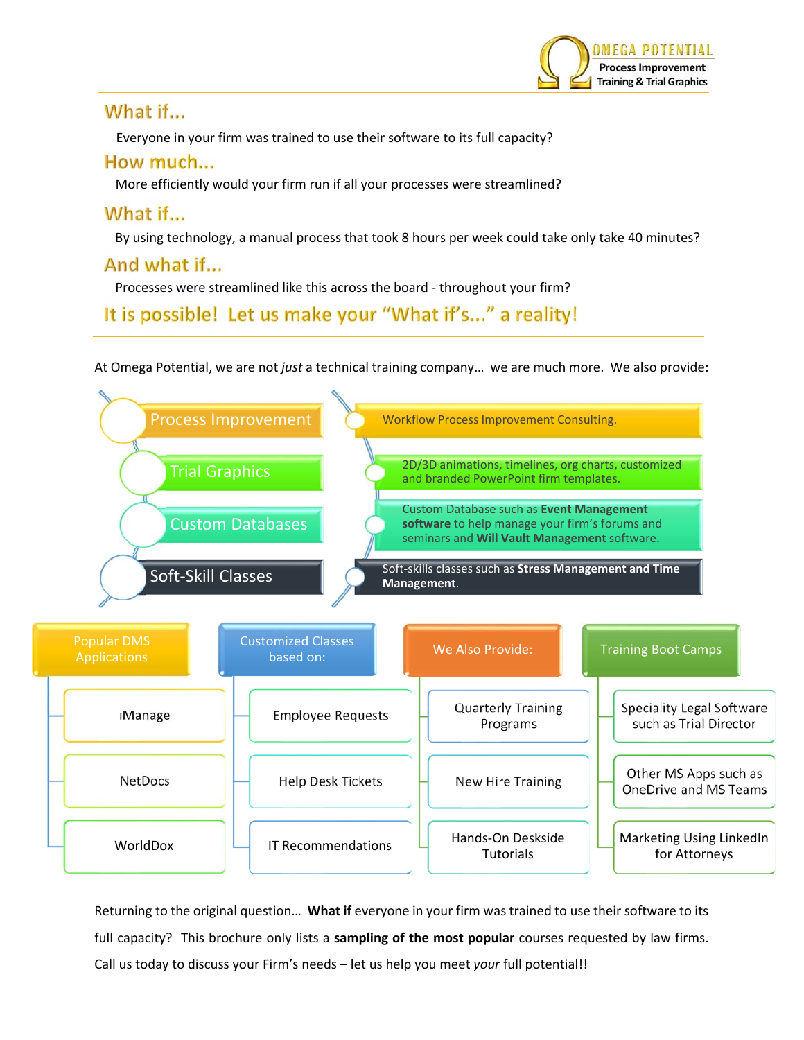OMEGA POTENTIAL
Process Improvement
Training & Trial Graphics

## What if...

Everyone in your firm was trained to use their software to its full capacity?

## How much...

More efficiently would your firm run if all your processes were streamlined?

## What if...

By using technology, a manual process that took 8 hours per week could only take 40 minutes?

## And what if...

Processes were streamlined like this across the board - throughout your firm?

## It is possible! Let us make your "What if's..." a reality!

---

At Omega Potential, we are not *just* a technical training company… we are much more. We also provide:

- **Process Improvement** – Workflow Process Improvement Consulting.
- **Trial Graphics** – 2D/3D animations, timelines, org charts, customized and branded PowerPoint firm templates.
- **Custom Databases** – Custom Database such as **Event Management software** to help manage your firm's forums and seminars and **Will Vault Management** software.
- **Soft-Skill Classes** – Soft-skills classes such as **Stress Management and Time Management**.

**Popular DMS Applications**
- iManage
- NetDocs
- WorldDox

**Customized Classes based on:**
- Employee Requests
- Help Desk Tickets
- IT Recommendations

**We Also Provide:**
- Quarterly Training Programs
- New Hire Training
- Hands-On Deskside Tutorials

**Training Boot Camps**
- Speciality Legal Software such as Trial Director
- Other MS Apps such as OneDrive and MS Teams
- Marketing Using LinkedIn for Attorneys

Returning to the original question… **What if** everyone in your firm was trained to use their software to its full capacity? This brochure only lists a **sampling of the most popular** courses requested by law firms. Call us today to discuss your Firm's needs – let us help you meet *your* full potential!!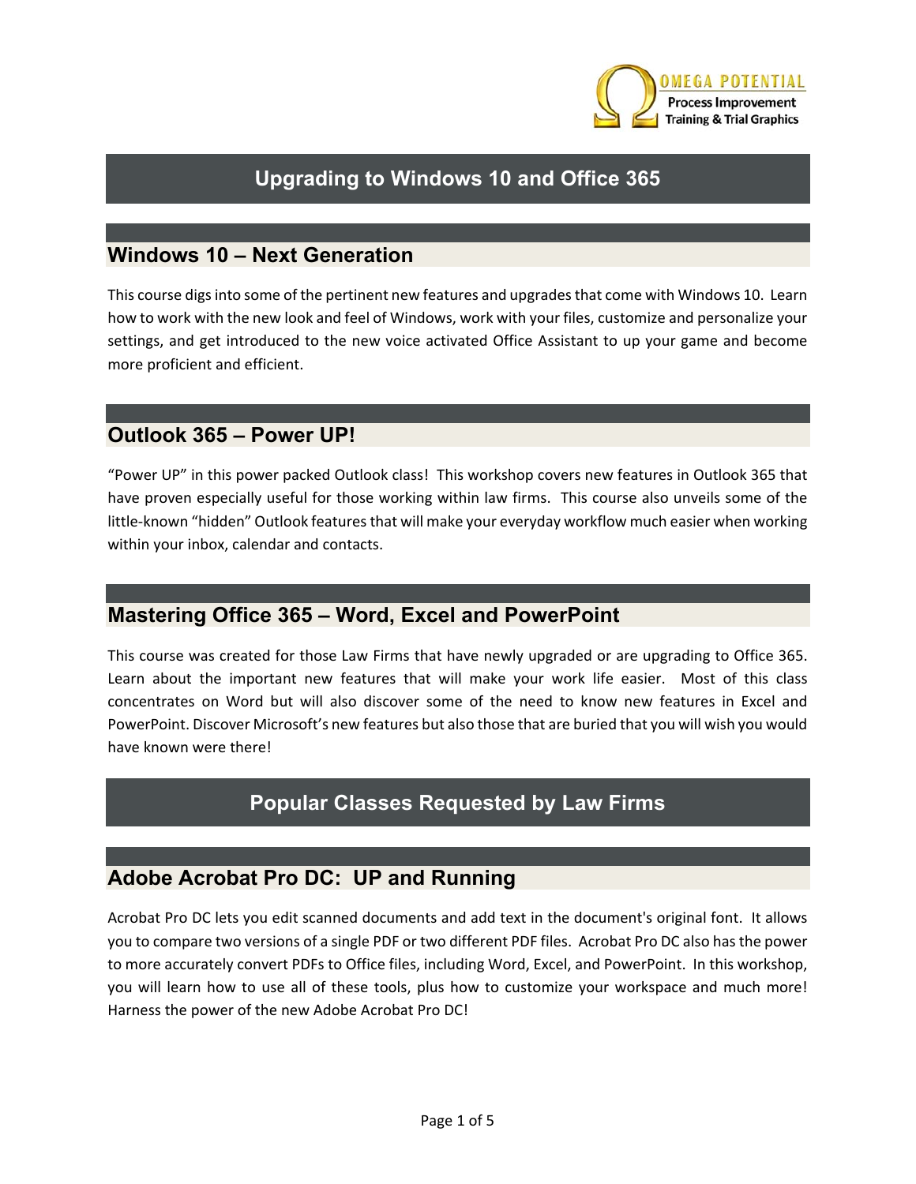# Upgrading to Windows 10 and Office 365

## Windows 10 – Next Generation

This course digs into some of the pertinent new features and upgrades that come with Windows 10. Learn how to work with the new look and feel of Windows, work with your files, customize and personalize your settings, and get introduced to the new voice activated Office Assistant to up your game and become more proficient and efficient.

## Outlook 365 – Power UP!

“Power UP” in this power packed Outlook class! This workshop covers new features in Outlook 365 that have proven especially useful for those working within law firms. This course also unveils some of the little-known “hidden” Outlook features that will make your everyday workflow much easier when working within your inbox, calendar and contacts.

## Mastering Office 365 – Word, Excel and PowerPoint

This course was created for those Law Firms that have newly upgraded or are upgrading to Office 365. Learn about the important new features that will make your work life easier. Most of this class concentrates on Word but will also discover some of the need to know new features in Excel and PowerPoint. Discover Microsoft’s new features but also those that are buried that you will wish you would have known were there!

# Popular Classes Requested by Law Firms

## Adobe Acrobat Pro DC: UP and Running

Acrobat Pro DC lets you edit scanned documents and add text in the document's original font. It allows you to compare two versions of a single PDF or two different PDF files. Acrobat Pro DC also has the power to more accurately convert PDFs to Office files, including Word, Excel, and PowerPoint. In this workshop, you will learn how to use all of these tools, plus how to customize your workspace and much more! Harness the power of the new Adobe Acrobat Pro DC!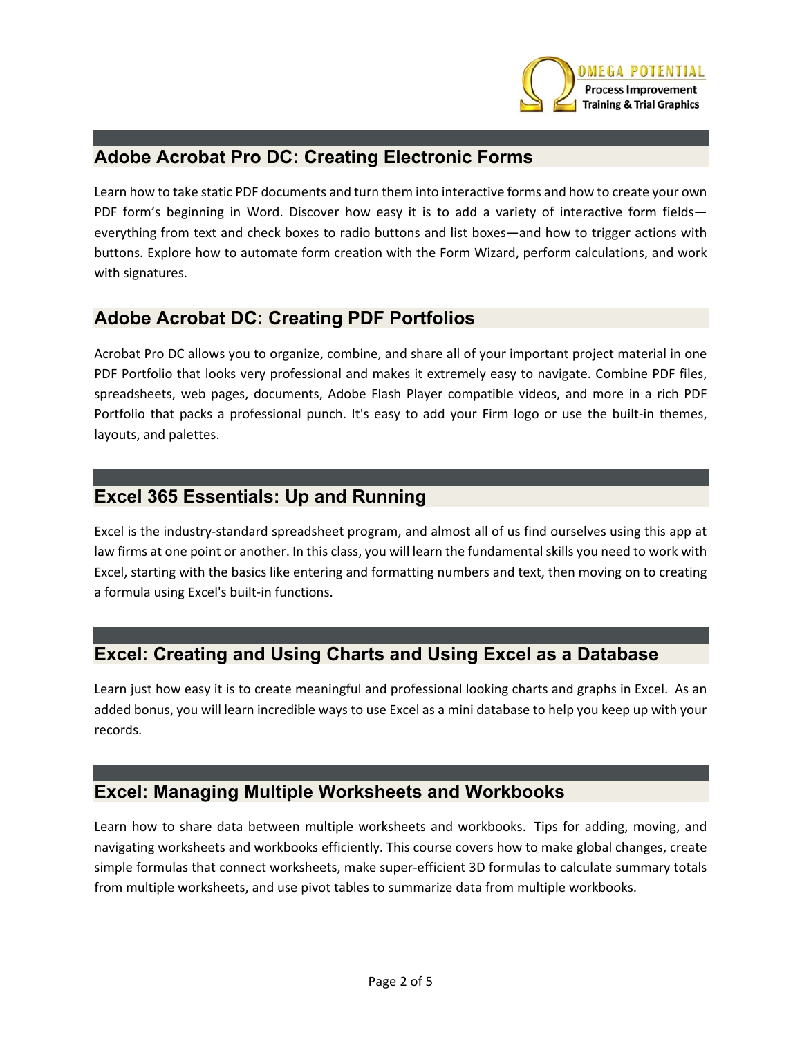## Adobe Acrobat Pro DC: Creating Electronic Forms

Learn how to take static PDF documents and turn them into interactive forms and how to create your own PDF form's beginning in Word. Discover how easy it is to add a variety of interactive form fields—everything from text and check boxes to radio buttons and list boxes—and how to trigger actions with buttons. Explore how to automate form creation with the Form Wizard, perform calculations, and work with signatures.

## Adobe Acrobat DC: Creating PDF Portfolios

Acrobat Pro DC allows you to organize, combine, and share all of your important project material in one PDF Portfolio that looks very professional and makes it extremely easy to navigate. Combine PDF files, spreadsheets, web pages, documents, Adobe Flash Player compatible videos, and more in a rich PDF Portfolio that packs a professional punch. It's easy to add your Firm logo or use the built-in themes, layouts, and palettes.

## Excel 365 Essentials: Up and Running

Excel is the industry-standard spreadsheet program, and almost all of us find ourselves using this app at law firms at one point or another. In this class, you will learn the fundamental skills you need to work with Excel, starting with the basics like entering and formatting numbers and text, then moving on to creating a formula using Excel's built-in functions.

## Excel: Creating and Using Charts and Using Excel as a Database

Learn just how easy it is to create meaningful and professional looking charts and graphs in Excel. As an added bonus, you will learn incredible ways to use Excel as a mini database to help you keep up with your records.

## Excel: Managing Multiple Worksheets and Workbooks

Learn how to share data between multiple worksheets and workbooks. Tips for adding, moving, and navigating worksheets and workbooks efficiently. This course covers how to make global changes, create simple formulas that connect worksheets, make super-efficient 3D formulas to calculate summary totals from multiple worksheets, and use pivot tables to summarize data from multiple workbooks.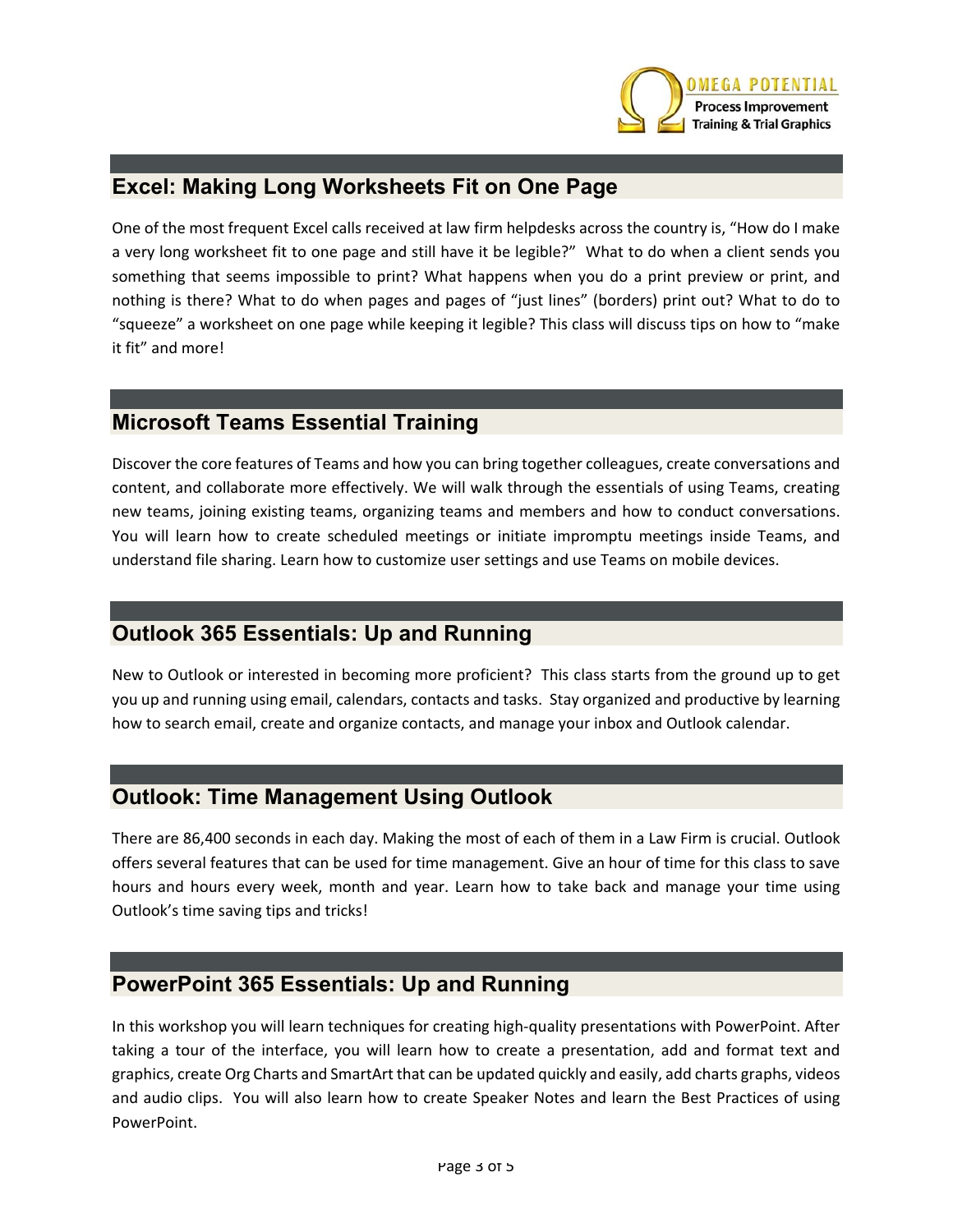## Excel: Making Long Worksheets Fit on One Page

One of the most frequent Excel calls received at law firm helpdesks across the country is, "How do I make a very long worksheet fit to one page and still have it be legible?" What to do when a client sends you something that seems impossible to print? What happens when you do a print preview or print, and nothing is there? What to do when pages and pages of "just lines" (borders) print out? What to do to "squeeze" a worksheet on one page while keeping it legible? This class will discuss tips on how to "make it fit" and more!

## Microsoft Teams Essential Training

Discover the core features of Teams and how you can bring together colleagues, create conversations and content, and collaborate more effectively. We will walk through the essentials of using Teams, creating new teams, joining existing teams, organizing teams and members and how to conduct conversations. You will learn how to create scheduled meetings or initiate impromptu meetings inside Teams, and understand file sharing. Learn how to customize user settings and use Teams on mobile devices.

## Outlook 365 Essentials: Up and Running

New to Outlook or interested in becoming more proficient? This class starts from the ground up to get you up and running using email, calendars, contacts and tasks. Stay organized and productive by learning how to search email, create and organize contacts, and manage your inbox and Outlook calendar.

## Outlook: Time Management Using Outlook

There are 86,400 seconds in each day. Making the most of each of them in a Law Firm is crucial. Outlook offers several features that can be used for time management. Give an hour of time for this class to save hours and hours every week, month and year. Learn how to take back and manage your time using Outlook's time saving tips and tricks!

## PowerPoint 365 Essentials: Up and Running

In this workshop you will learn techniques for creating high-quality presentations with PowerPoint. After taking a tour of the interface, you will learn how to create a presentation, add and format text and graphics, create Org Charts and SmartArt that can be updated quickly and easily, add charts graphs, videos and audio clips. You will also learn how to create Speaker Notes and learn the Best Practices of using PowerPoint.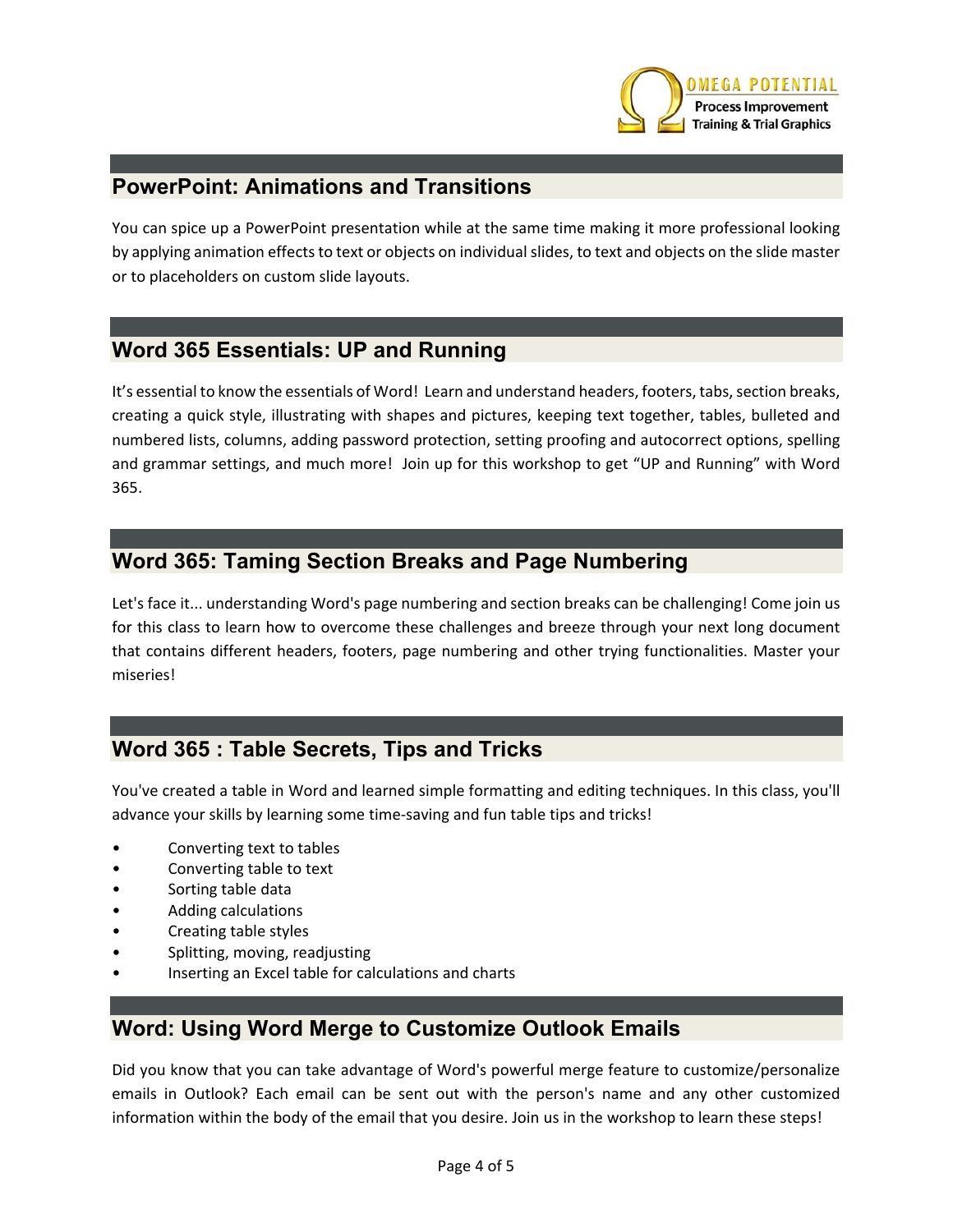## PowerPoint: Animations and Transitions

You can spice up a PowerPoint presentation while at the same time making it more professional looking by applying animation effects to text or objects on individual slides, to text and objects on the slide master or to placeholders on custom slide layouts.

## Word 365 Essentials: UP and Running

It's essential to know the essentials of Word! Learn and understand headers, footers, tabs, section breaks, creating a quick style, illustrating with shapes and pictures, keeping text together, tables, bulleted and numbered lists, columns, adding password protection, setting proofing and autocorrect options, spelling and grammar settings, and much more! Join up for this workshop to get "UP and Running" with Word 365.

## Word 365: Taming Section Breaks and Page Numbering

Let's face it... understanding Word's page numbering and section breaks can be challenging! Come join us for this class to learn how to overcome these challenges and breeze through your next long document that contains different headers, footers, page numbering and other trying functionalities. Master your miseries!

## Word 365 : Table Secrets, Tips and Tricks

You've created a table in Word and learned simple formatting and editing techniques. In this class, you'll advance your skills by learning some time-saving and fun table tips and tricks!

- Converting text to tables
- Converting table to text
- Sorting table data
- Adding calculations
- Creating table styles
- Splitting, moving, readjusting
- Inserting an Excel table for calculations and charts

## Word: Using Word Merge to Customize Outlook Emails

Did you know that you can take advantage of Word's powerful merge feature to customize/personalize emails in Outlook? Each email can be sent out with the person's name and any other customized information within the body of the email that you desire. Join us in the workshop to learn these steps!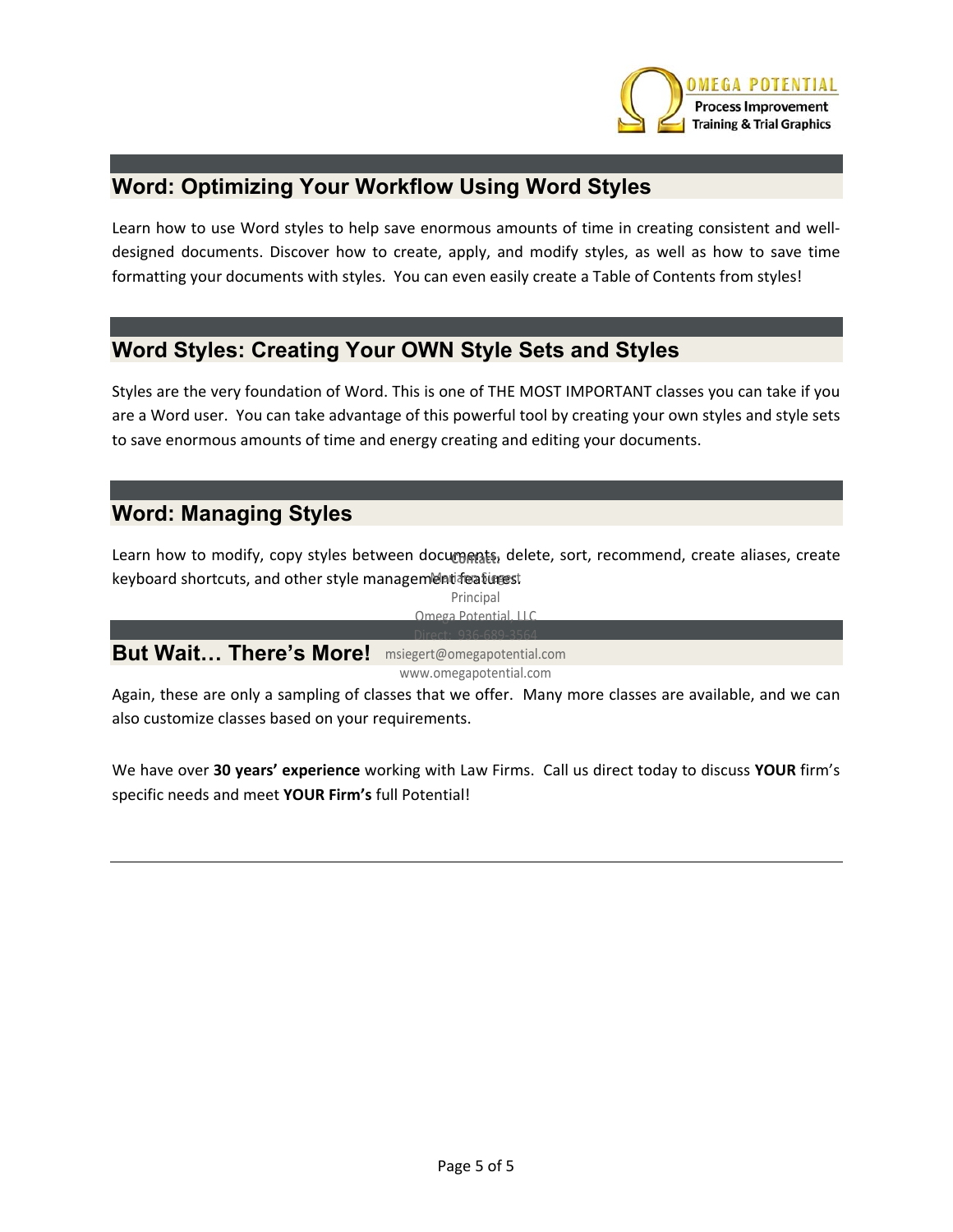## Word: Optimizing Your Workflow Using Word Styles

Learn how to use Word styles to help save enormous amounts of time in creating consistent and well-designed documents. Discover how to create, apply, and modify styles, as well as how to save time formatting your documents with styles. You can even easily create a Table of Contents from styles!

## Word Styles: Creating Your OWN Style Sets and Styles

Styles are the very foundation of Word. This is one of THE MOST IMPORTANT classes you can take if you are a Word user. You can take advantage of this powerful tool by creating your own styles and style sets to save enormous amounts of time and energy creating and editing your documents.

## Word: Managing Styles

Learn how to modify, copy styles between documents, delete, sort, recommend, create aliases, create keyboard shortcuts, and other style management features.

## But Wait… There's More!

Again, these are only a sampling of classes that we offer. Many more classes are available, and we can also customize classes based on your requirements.

We have over **30 years' experience** working with Law Firms. Call us direct today to discuss **YOUR** firm's specific needs and meet **YOUR Firm's** full Potential!

Contact:
Marianne Siegert
Principal
Omega Potential, LLC
Direct: 936-689-3564
msiegert@omegapotential.com
www.omegapotential.com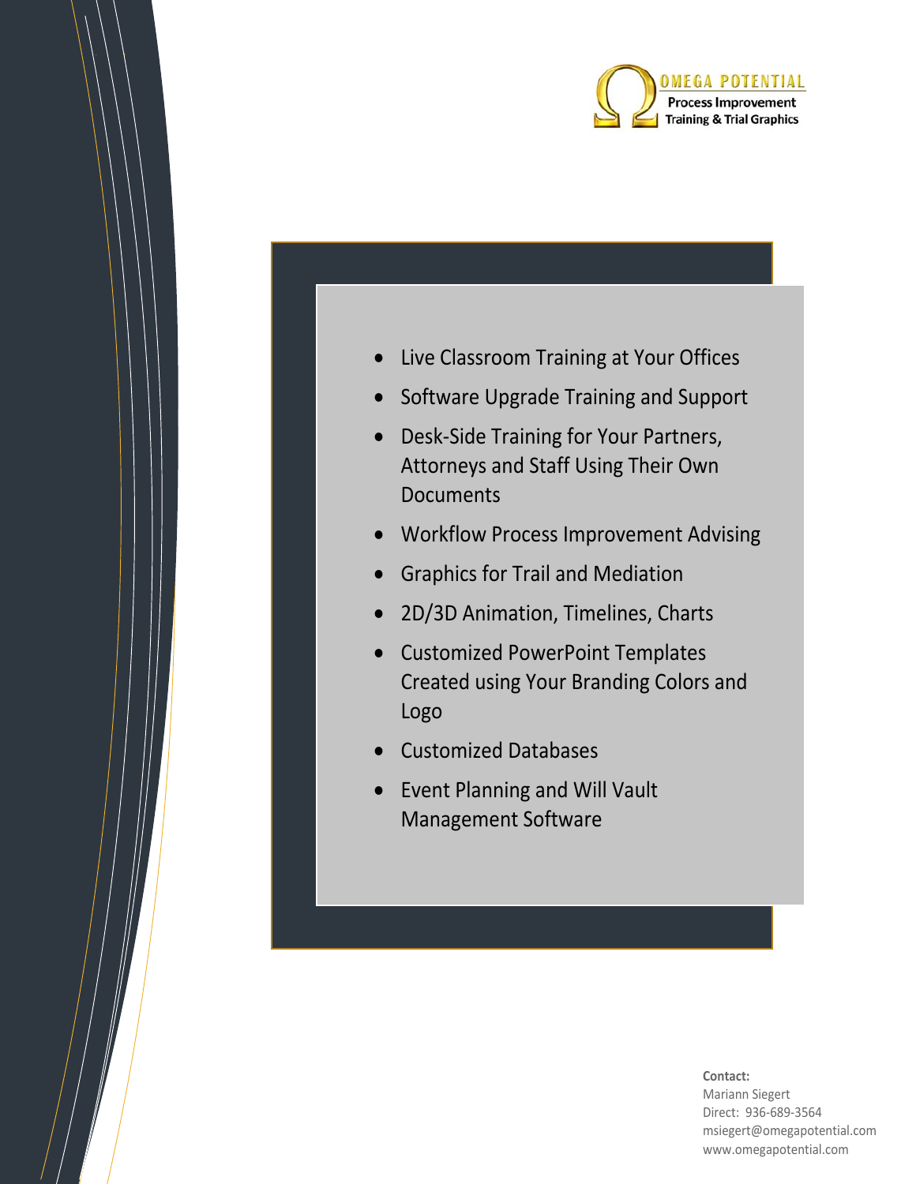OMEGA POTENTIAL
Process Improvement
Training & Trial Graphics

- Live Classroom Training at Your Offices
- Software Upgrade Training and Support
- Desk-Side Training for Your Partners, Attorneys and Staff Using Their Own Documents
- Workflow Process Improvement Advising
- Graphics for Trail and Mediation
- 2D/3D Animation, Timelines, Charts
- Customized PowerPoint Templates Created using Your Branding Colors and Logo
- Customized Databases
- Event Planning and Will Vault Management Software

**Contact:**
Mariann Siegert
Direct: 936-689-3564
msiegert@omegapotential.com
www.omegapotential.com